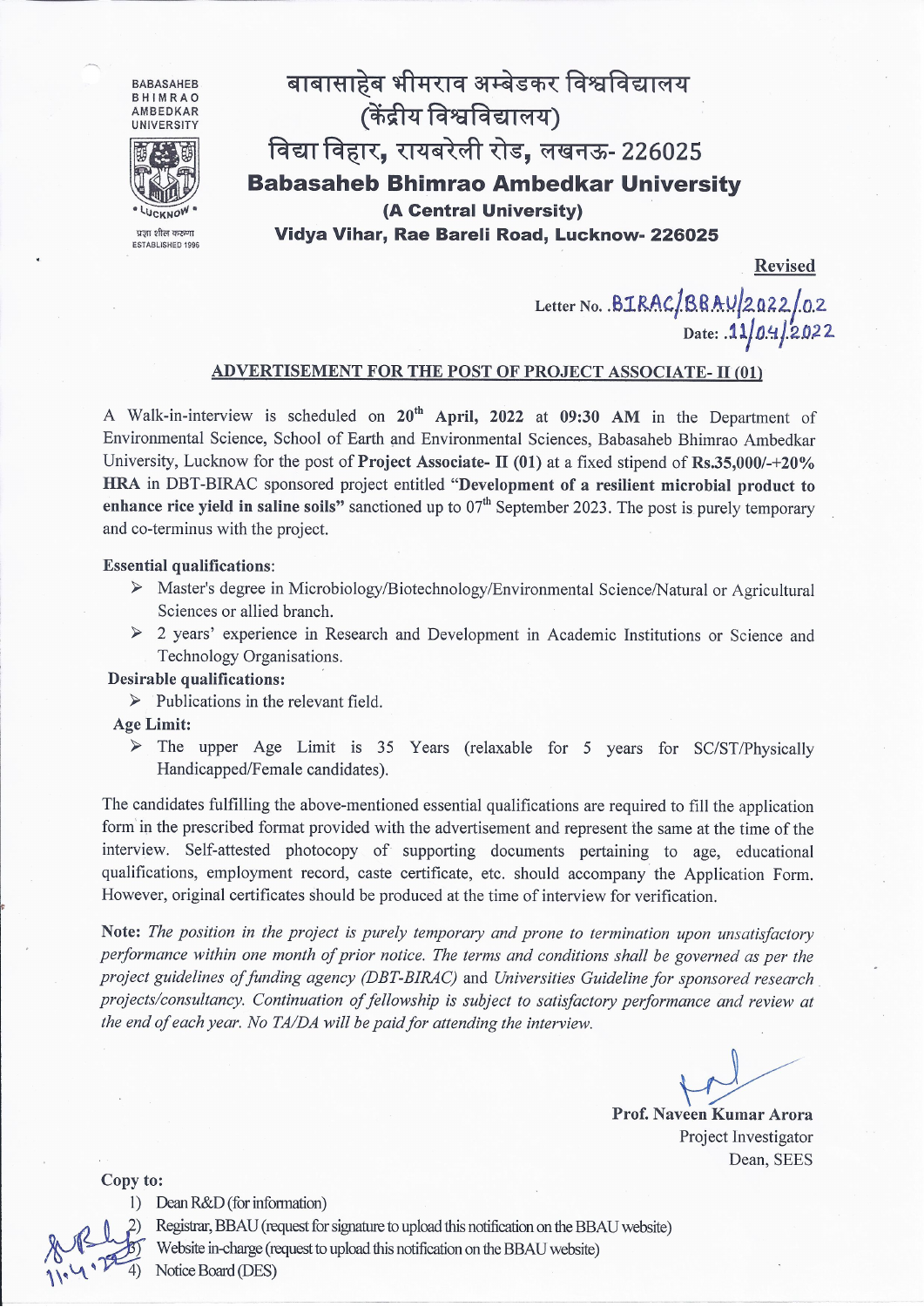BABASAHEB BHIMRAO AMBEDKAR UNIVERSITY

प्रज्ञा शील करुणा
ESTABLISHED 1996

# बाबासाहेब भीमराव अम्बेडकर विश्वविद्यालय
## (केंद्रीय विश्वविद्यालय)
## विद्या विहार, रायबरेली रोड, लखनऊ- 226025

# Babasaheb Bhimrao Ambedkar University
## (A Central University)
## Vidya Vihar, Rae Bareli Road, Lucknow- 226025

**Revised**

Letter No. BIRAC/BBAU/2022/02
Date: 11/04/2022

## ADVERTISEMENT FOR THE POST OF PROJECT ASSOCIATE- II (01)

A Walk-in-interview is scheduled on 20th April, 2022 at **09:30 AM** in the Department of Environmental Science, School of Earth and Environmental Sciences, Babasaheb Bhimrao Ambedkar University, Lucknow for the post of **Project Associate- II (01)** at a fixed stipend of **Rs.35,000/-+20% HRA** in DBT-BIRAC sponsored project entitled **"Development of a resilient microbial product to enhance rice yield in saline soils"** sanctioned up to 07th September 2023. The post is purely temporary and co-terminus with the project.

**Essential qualifications**:

- Master's degree in Microbiology/Biotechnology/Environmental Science/Natural or Agricultural Sciences or allied branch.
- 2 years' experience in Research and Development in Academic Institutions or Science and Technology Organisations.

**Desirable qualifications:**

- Publications in the relevant field.

**Age Limit:**

- The upper Age Limit is 35 Years (relaxable for 5 years for SC/ST/Physically Handicapped/Female candidates).

The candidates fulfilling the above-mentioned essential qualifications are required to fill the application form in the prescribed format provided with the advertisement and represent the same at the time of the interview. Self-attested photocopy of supporting documents pertaining to age, educational qualifications, employment record, caste certificate, etc. should accompany the Application Form. However, original certificates should be produced at the time of interview for verification.

**Note:** *The position in the project is purely temporary and prone to termination upon unsatisfactory performance within one month of prior notice. The terms and conditions shall be governed as per the project guidelines of funding agency (DBT-BIRAC) and Universities Guideline for sponsored research projects/consultancy. Continuation of fellowship is subject to satisfactory performance and review at the end of each year. No TA/DA will be paid for attending the interview.*

**Prof. Naveen Kumar Arora**
Project Investigator
Dean, SEES

**Copy to:**

1) Dean R&D (for information)
2) Registrar, BBAU (request for signature to upload this notification on the BBAU website)
3) Website in-charge (request to upload this notification on the BBAU website)
4) Notice Board (DES)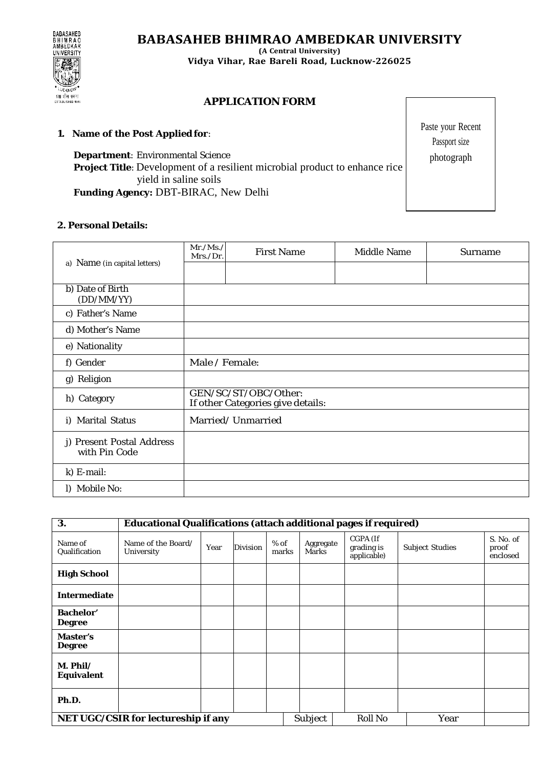# BABASAHEB BHIMRAO AMBEDKAR UNIVERSITY

**(A Central University)**

**Vidya Vihar, Rae Bareli Road, Lucknow-226025**

## APPLICATION FORM

Paste your Recent Passport size photograph

**1. Name of the Post Applied for**:

**Department**: Environmental Science

**Project Title**: Development of a resilient microbial product to enhance rice yield in saline soils

**Funding Agency:** DBT-BIRAC, New Delhi

**2. Personal Details:**

| a) Name (in capital letters) | Mr./Ms./ Mrs./Dr. | First Name | Middle Name | Surname |
|---|---|---|---|---|
| | | | | |
| b) Date of Birth (DD/MM/YY) | | | | |
| c) Father's Name | | | | |
| d) Mother's Name | | | | |
| e) Nationality | | | | |
| f) Gender | Male / Female: | | | |
| g) Religion | | | | |
| h) Category | GEN/SC/ST/OBC/Other: If other Categories give details: | | | |
| i) Marital Status | Married/ Unmarried | | | |
| j) Present Postal Address with Pin Code | | | | |
| k) E-mail: | | | | |
| l) Mobile No: | | | | |

| 3. | Educational Qualifications (attach additional pages if required) | | | | | | | |
|---|---|---|---|---|---|---|---|---|
| Name of Qualification | Name of the Board/ University | Year | Division | % of marks | Aggregate Marks | CGPA (If grading is applicable) | Subject Studies | S. No. of proof enclosed |
| **High School** | | | | | | | | |
| **Intermediate** | | | | | | | | |
| **Bachelor' Degree** | | | | | | | | |
| **Master's Degree** | | | | | | | | |
| **M. Phil/ Equivalent** | | | | | | | | |
| **Ph.D.** | | | | | | | | |
| **NET UGC/CSIR for lectureship if any** | | | | Subject | | Roll No | Year | |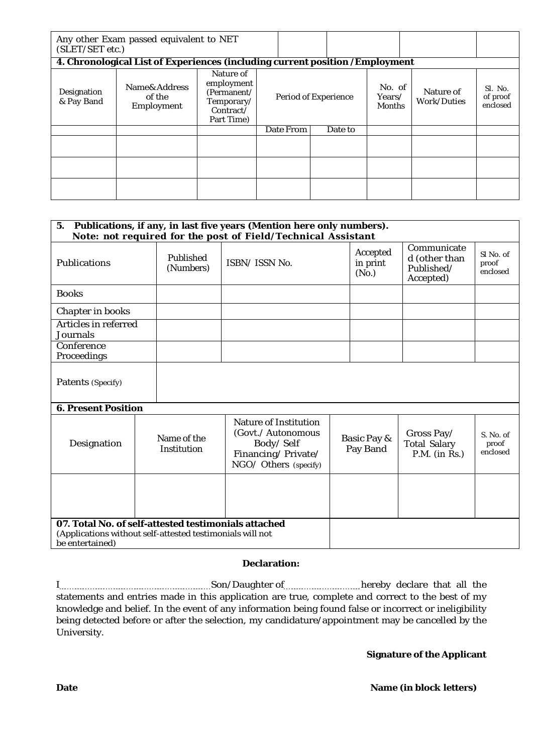| | | | | | |
|---|---|---|---|---|---|
| Any other Exam passed equivalent to NET (SLET/SET etc.) | | | | | |

**4. Chronological List of Experiences (including current position /Employment**

| Designation & Pay Band | Name&Address of the Employment | Nature of employment (Permanent/ Temporary/ Contract/ Part Time) | Period of Experience | | No. of Years/ Months | Nature of Work/Duties | Sl. No. of proof enclosed |
|---|---|---|---|---|---|---|---|
| | | | Date From | Date to | | | |
| | | | | | | | |
| | | | | | | | |
| | | | | | | | |

**5. Publications, if any, in last five years (Mention here only numbers).**
**Note: not required for the post of Field/Technical Assistant**

| Publications | Published (Numbers) | ISBN/ ISSN No. | Accepted in print (No.) | Communicated (other than Published/ Accepted) | Sl No. of proof enclosed |
|---|---|---|---|---|---|
| Books | | | | | |
| Chapter in books | | | | | |
| Articles in referred Journals | | | | | |
| Conference Proceedings | | | | | |
| Patents (Specify) | | | | | |

**6. Present Position**

| Designation | Name of the Institution | Nature of Institution (Govt./ Autonomous Body/ Self Financing/ Private/ NGO/ Others (specify) | Basic Pay & Pay Band | Gross Pay/ Total Salary P.M. (in Rs.) | S. No. of proof enclosed |
|---|---|---|---|---|---|
| | | | | | |

| | |
|---|---|
| **07. Total No. of self-attested testimonials attached** (Applications without self-attested testimonials will not be entertained) | |

**Declaration:**

I ........................................ Son/Daughter of .................... hereby declare that all the statements and entries made in this application are true, complete and correct to the best of my knowledge and belief. In the event of any information being found false or incorrect or ineligibility being detected before or after the selection, my candidature/appointment may be cancelled by the University.

**Signature of the Applicant**

**Date**

**Name (in block letters)**